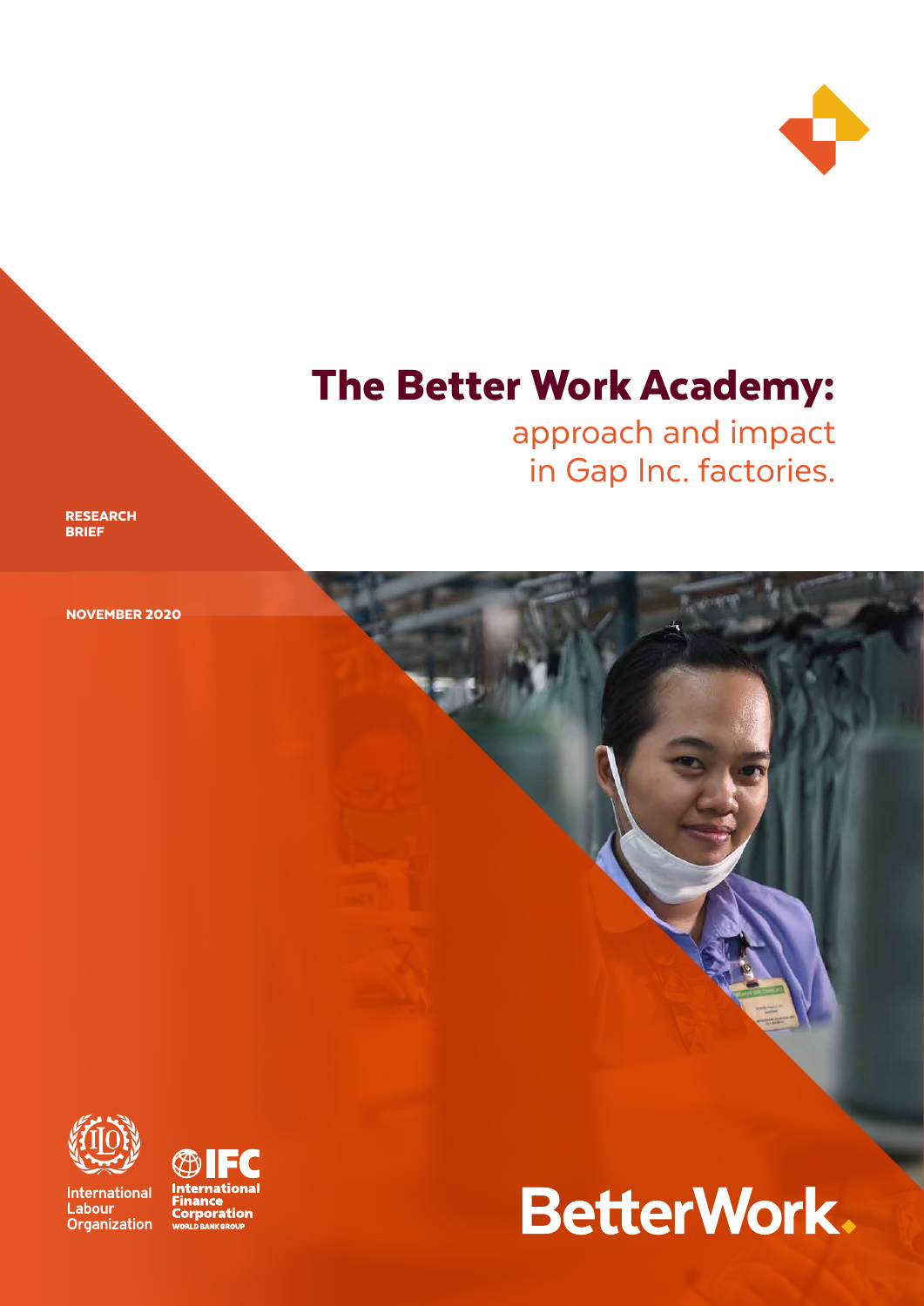# The Better Work Academy:

## approach and impact in Gap Inc. factories.

**RESEARCH BRIEF**

**NOVEMBER 2020**

International Labour Organization

International Finance Corporation
WORLD BANK GROUP

BetterWork.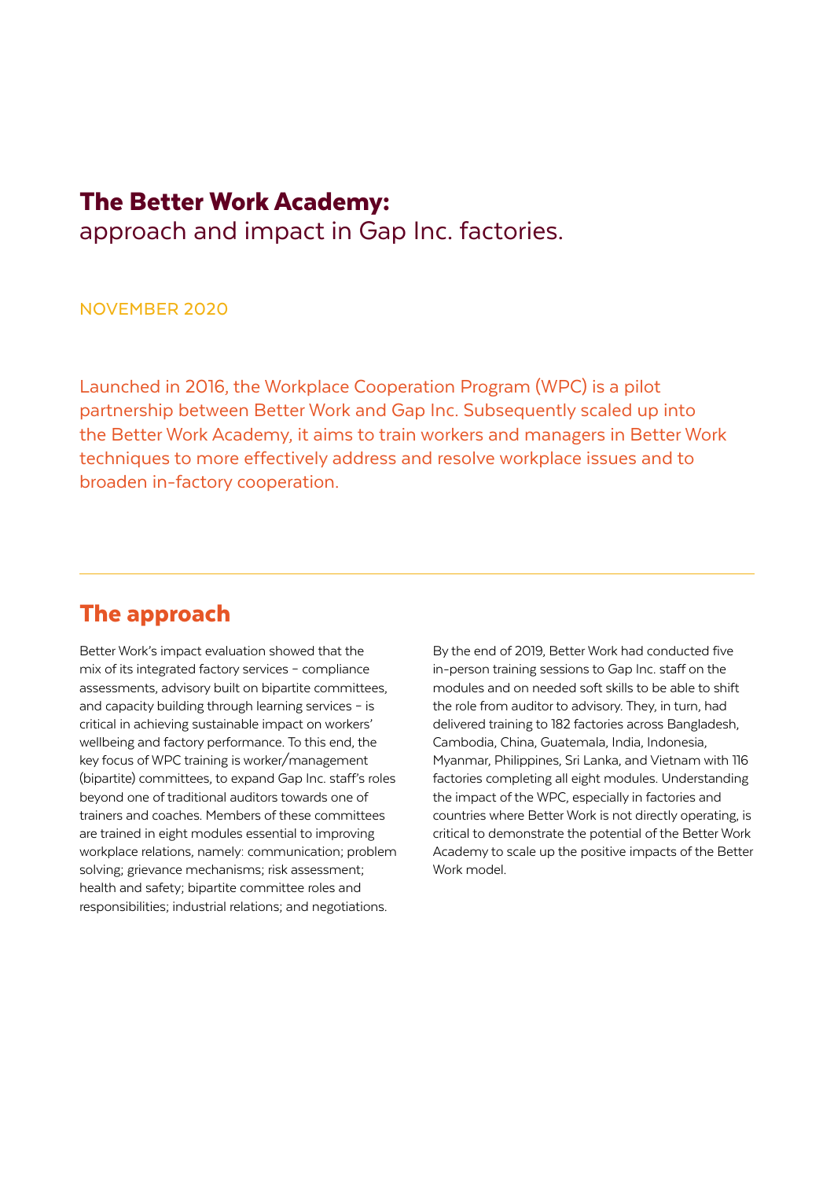# **The Better Work Academy:**
approach and impact in Gap Inc. factories.

NOVEMBER 2020

Launched in 2016, the Workplace Cooperation Program (WPC) is a pilot partnership between Better Work and Gap Inc. Subsequently scaled up into the Better Work Academy, it aims to train workers and managers in Better Work techniques to more effectively address and resolve workplace issues and to broaden in-factory cooperation.

---

## The approach

Better Work's impact evaluation showed that the mix of its integrated factory services – compliance assessments, advisory built on bipartite committees, and capacity building through learning services – is critical in achieving sustainable impact on workers' wellbeing and factory performance. To this end, the key focus of WPC training is worker/management (bipartite) committees, to expand Gap Inc. staff's roles beyond one of traditional auditors towards one of trainers and coaches. Members of these committees are trained in eight modules essential to improving workplace relations, namely: communication; problem solving; grievance mechanisms; risk assessment; health and safety; bipartite committee roles and responsibilities; industrial relations; and negotiations.

By the end of 2019, Better Work had conducted five in-person training sessions to Gap Inc. staff on the modules and on needed soft skills to be able to shift the role from auditor to advisory. They, in turn, had delivered training to 182 factories across Bangladesh, Cambodia, China, Guatemala, India, Indonesia, Myanmar, Philippines, Sri Lanka, and Vietnam with 116 factories completing all eight modules. Understanding the impact of the WPC, especially in factories and countries where Better Work is not directly operating, is critical to demonstrate the potential of the Better Work Academy to scale up the positive impacts of the Better Work model.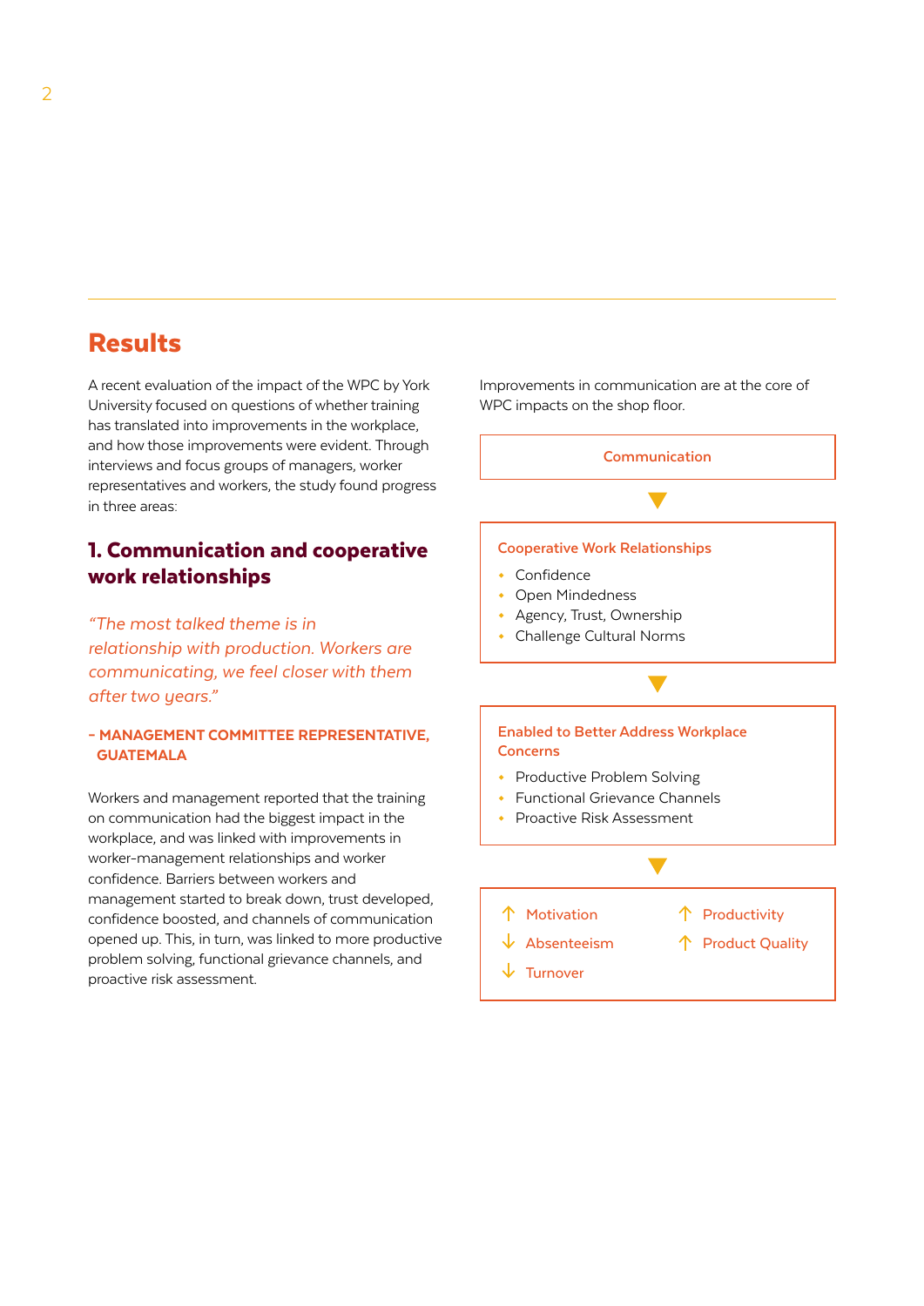## Results

A recent evaluation of the impact of the WPC by York University focused on questions of whether training has translated into improvements in the workplace, and how those improvements were evident. Through interviews and focus groups of managers, worker representatives and workers, the study found progress in three areas:

### 1. Communication and cooperative work relationships

*"The most talked theme is in relationship with production. Workers are communicating, we feel closer with them after two years."*

**– MANAGEMENT COMMITTEE REPRESENTATIVE, GUATEMALA**

Workers and management reported that the training on communication had the biggest impact in the workplace, and was linked with improvements in worker-management relationships and worker confidence. Barriers between workers and management started to break down, trust developed, confidence boosted, and channels of communication opened up. This, in turn, was linked to more productive problem solving, functional grievance channels, and proactive risk assessment.

Improvements in communication are at the core of WPC impacts on the shop floor.

**Communication**

▼

**Cooperative Work Relationships**

- Confidence
- Open Mindedness
- Agency, Trust, Ownership
- Challenge Cultural Norms

▼

**Enabled to Better Address Workplace Concerns**

- Productive Problem Solving
- Functional Grievance Channels
- Proactive Risk Assessment

▼

- ↑ Motivation
- ↓ Absenteeism
- ↓ Turnover
- ↑ Productivity
- ↑ Product Quality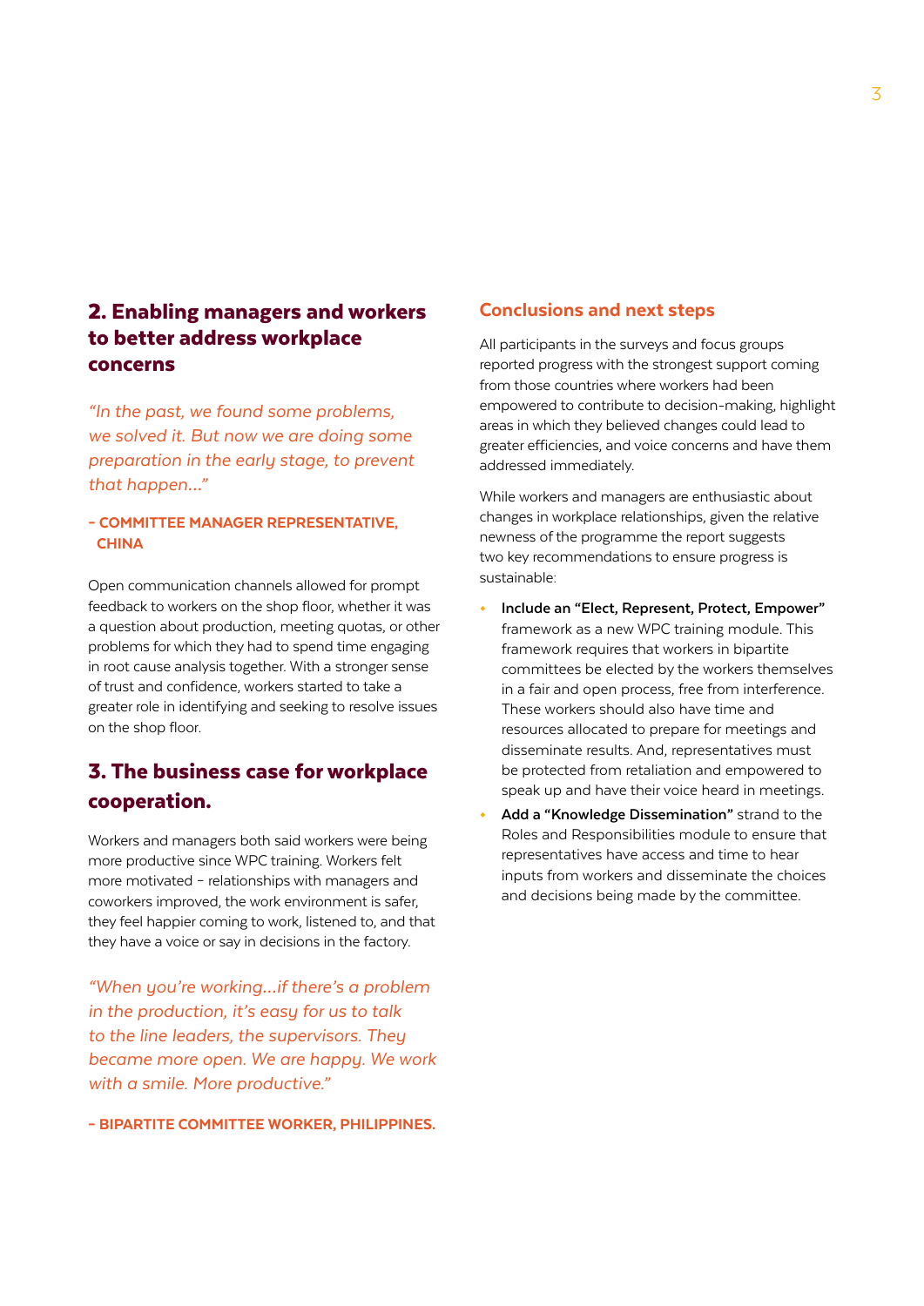## 2. Enabling managers and workers to better address workplace concerns

*"In the past, we found some problems, we solved it. But now we are doing some preparation in the early stage, to prevent that happen..."*

**– COMMITTEE MANAGER REPRESENTATIVE, CHINA**

Open communication channels allowed for prompt feedback to workers on the shop floor, whether it was a question about production, meeting quotas, or other problems for which they had to spend time engaging in root cause analysis together. With a stronger sense of trust and confidence, workers started to take a greater role in identifying and seeking to resolve issues on the shop floor.

## 3. The business case for workplace cooperation.

Workers and managers both said workers were being more productive since WPC training. Workers felt more motivated – relationships with managers and coworkers improved, the work environment is safer, they feel happier coming to work, listened to, and that they have a voice or say in decisions in the factory.

*"When you're working...if there's a problem in the production, it's easy for us to talk to the line leaders, the supervisors. They became more open. We are happy. We work with a smile. More productive."*

**– BIPARTITE COMMITTEE WORKER, PHILIPPINES.**

## Conclusions and next steps

All participants in the surveys and focus groups reported progress with the strongest support coming from those countries where workers had been empowered to contribute to decision-making, highlight areas in which they believed changes could lead to greater efficiencies, and voice concerns and have them addressed immediately.

While workers and managers are enthusiastic about changes in workplace relationships, given the relative newness of the programme the report suggests two key recommendations to ensure progress is sustainable:

- **Include an "Elect, Represent, Protect, Empower"** framework as a new WPC training module. This framework requires that workers in bipartite committees be elected by the workers themselves in a fair and open process, free from interference. These workers should also have time and resources allocated to prepare for meetings and disseminate results. And, representatives must be protected from retaliation and empowered to speak up and have their voice heard in meetings.
- **Add a "Knowledge Dissemination"** strand to the Roles and Responsibilities module to ensure that representatives have access and time to hear inputs from workers and disseminate the choices and decisions being made by the committee.